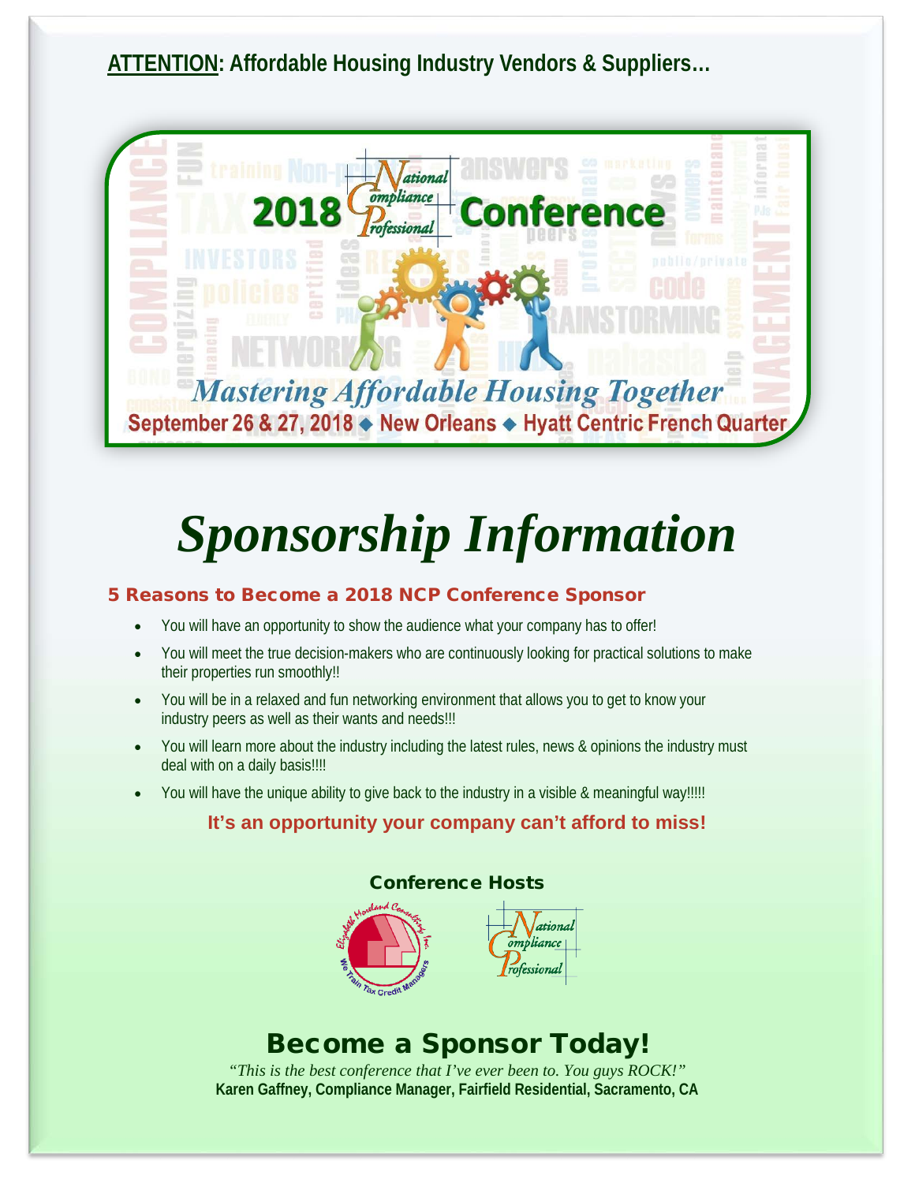**<u>ATTENTION</u>: Affordable Housing Industry Vendors & Suppliers…**

2018 National Compliance Professional Conference

*Mastering Affordable Housing Together*

**September 26 & 27, 2018 ◆ New Orleans ◆ Hyatt Centric French Quarter**

# *Sponsorship Information*

## 5 Reasons to Become a 2018 NCP Conference Sponsor

- You will have an opportunity to show the audience what your company has to offer!
- You will meet the true decision-makers who are continuously looking for practical solutions to make their properties run smoothly!!
- You will be in a relaxed and fun networking environment that allows you to get to know your industry peers as well as their wants and needs!!!
- You will learn more about the industry including the latest rules, news & opinions the industry must deal with on a daily basis!!!!
- You will have the unique ability to give back to the industry in a visible & meaningful way!!!!!

**It's an opportunity your company can't afford to miss!**

### Conference Hosts

Elizabeth Moreland Consulting, Inc. — We Train Tax Credit Managers

National Compliance Professional

## Become a Sponsor Today!

*"This is the best conference that I've ever been to. You guys ROCK!"*

**Karen Gaffney, Compliance Manager, Fairfield Residential, Sacramento, CA**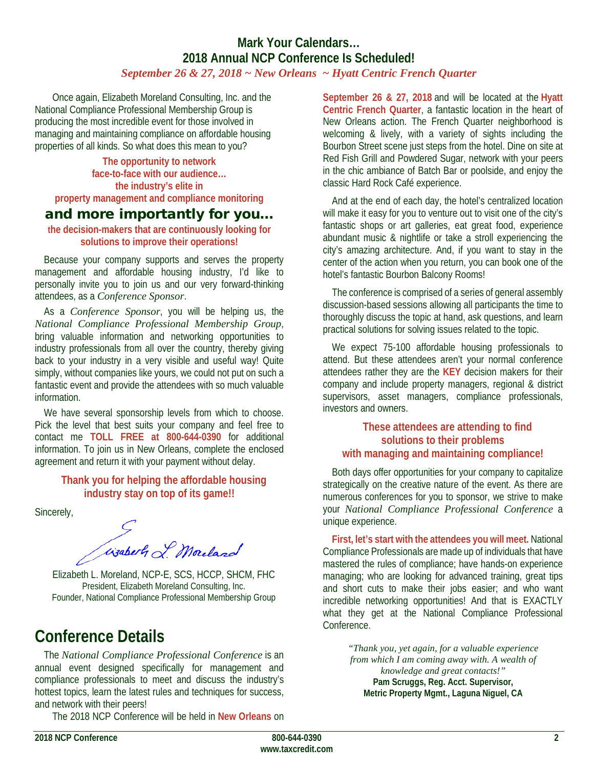# Mark Your Calendars…
# 2018 Annual NCP Conference Is Scheduled!

*September 26 & 27, 2018 ~ New Orleans ~ Hyatt Centric French Quarter*

Once again, Elizabeth Moreland Consulting, Inc. and the National Compliance Professional Membership Group is producing the most incredible event for those involved in managing and maintaining compliance on affordable housing properties of all kinds. So what does this mean to you?

**The opportunity to network face-to-face with our audience… the industry's elite in property management and compliance monitoring**

**and more importantly for you…**

**the decision-makers that are continuously looking for solutions to improve their operations!**

Because your company supports and serves the property management and affordable housing industry, I'd like to personally invite you to join us and our very forward-thinking attendees, as a *Conference Sponsor*.

As a *Conference Sponsor*, you will be helping us, the *National Compliance Professional Membership Group*, bring valuable information and networking opportunities to industry professionals from all over the country, thereby giving back to your industry in a very visible and useful way! Quite simply, without companies like yours, we could not put on such a fantastic event and provide the attendees with so much valuable information.

We have several sponsorship levels from which to choose. Pick the level that best suits your company and feel free to contact me **TOLL FREE at 800-644-0390** for additional information. To join us in New Orleans, complete the enclosed agreement and return it with your payment without delay.

**Thank you for helping the affordable housing industry stay on top of its game!!**

Sincerely,

Elizabeth L. Moreland

Elizabeth L. Moreland, NCP-E, SCS, HCCP, SHCM, FHC
President, Elizabeth Moreland Consulting, Inc.
Founder, National Compliance Professional Membership Group

## Conference Details

The *National Compliance Professional Conference* is an annual event designed specifically for management and compliance professionals to meet and discuss the industry's hottest topics, learn the latest rules and techniques for success, and network with their peers!

The 2018 NCP Conference will be held in **New Orleans** on **September 26 & 27, 2018** and will be located at the **Hyatt Centric French Quarter**, a fantastic location in the heart of New Orleans action. The French Quarter neighborhood is welcoming & lively, with a variety of sights including the Bourbon Street scene just steps from the hotel. Dine on site at Red Fish Grill and Powdered Sugar, network with your peers in the chic ambiance of Batch Bar or poolside, and enjoy the classic Hard Rock Café experience.

And at the end of each day, the hotel's centralized location will make it easy for you to venture out to visit one of the city's fantastic shops or art galleries, eat great food, experience abundant music & nightlife or take a stroll experiencing the city's amazing architecture. And, if you want to stay in the center of the action when you return, you can book one of the hotel's fantastic Bourbon Balcony Rooms!

The conference is comprised of a series of general assembly discussion-based sessions allowing all participants the time to thoroughly discuss the topic at hand, ask questions, and learn practical solutions for solving issues related to the topic.

We expect 75-100 affordable housing professionals to attend. But these attendees aren't your normal conference attendees rather they are the **KEY** decision makers for their company and include property managers, regional & district supervisors, asset managers, compliance professionals, investors and owners.

**These attendees are attending to find solutions to their problems with managing and maintaining compliance!**

Both days offer opportunities for your company to capitalize strategically on the creative nature of the event. As there are numerous conferences for you to sponsor, we strive to make your *National Compliance Professional Conference* a unique experience.

**First, let's start with the attendees you will meet.** National Compliance Professionals are made up of individuals that have mastered the rules of compliance; have hands-on experience managing; who are looking for advanced training, great tips and short cuts to make their jobs easier; and who want incredible networking opportunities! And that is EXACTLY what they get at the National Compliance Professional Conference.

*"Thank you, yet again, for a valuable experience from which I am coming away with. A wealth of knowledge and great contacts!"*
**Pam Scruggs, Reg. Acct. Supervisor,**
**Metric Property Mgmt., Laguna Niguel, CA**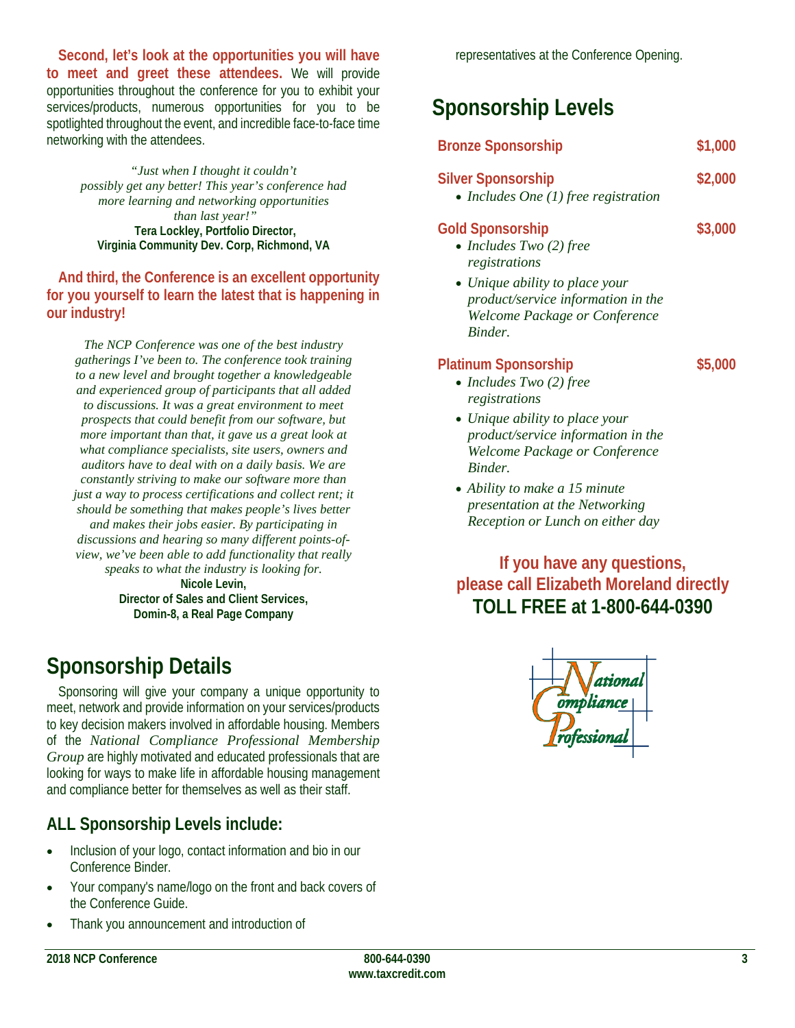**Second, let's look at the opportunities you will have to meet and greet these attendees.** We will provide opportunities throughout the conference for you to exhibit your services/products, numerous opportunities for you to be spotlighted throughout the event, and incredible face-to-face time networking with the attendees.

*"Just when I thought it couldn't possibly get any better! This year's conference had more learning and networking opportunities than last year!"*
**Tera Lockley, Portfolio Director, Virginia Community Dev. Corp, Richmond, VA**

**And third, the Conference is an excellent opportunity for you yourself to learn the latest that is happening in our industry!**

*The NCP Conference was one of the best industry gatherings I've been to. The conference took training to a new level and brought together a knowledgeable and experienced group of participants that all added to discussions. It was a great environment to meet prospects that could benefit from our software, but more important than that, it gave us a great look at what compliance specialists, site users, owners and auditors have to deal with on a daily basis. We are constantly striving to make our software more than just a way to process certifications and collect rent; it should be something that makes people's lives better and makes their jobs easier. By participating in discussions and hearing so many different points-of-view, we've been able to add functionality that really speaks to what the industry is looking for.*
**Nicole Levin,**
**Director of Sales and Client Services,**
**Domin-8, a Real Page Company**

# Sponsorship Details

Sponsoring will give your company a unique opportunity to meet, network and provide information on your services/products to key decision makers involved in affordable housing. Members of the *National Compliance Professional Membership Group* are highly motivated and educated professionals that are looking for ways to make life in affordable housing management and compliance better for themselves as well as their staff.

## ALL Sponsorship Levels include:

- Inclusion of your logo, contact information and bio in our Conference Binder.
- Your company's name/logo on the front and back covers of the Conference Guide.
- Thank you announcement and introduction of representatives at the Conference Opening.

# Sponsorship Levels

**Bronze Sponsorship** **$1,000**

**Silver Sponsorship** **$2,000**
- *Includes One (1) free registration*

**Gold Sponsorship** **$3,000**
- *Includes Two (2) free registrations*
- *Unique ability to place your product/service information in the Welcome Package or Conference Binder.*

**Platinum Sponsorship** **$5,000**
- *Includes Two (2) free registrations*
- *Unique ability to place your product/service information in the Welcome Package or Conference Binder.*
- *Ability to make a 15 minute presentation at the Networking Reception or Lunch on either day*

**If you have any questions, please call Elizabeth Moreland directly**
**TOLL FREE at 1-800-644-0390**

National Compliance Professional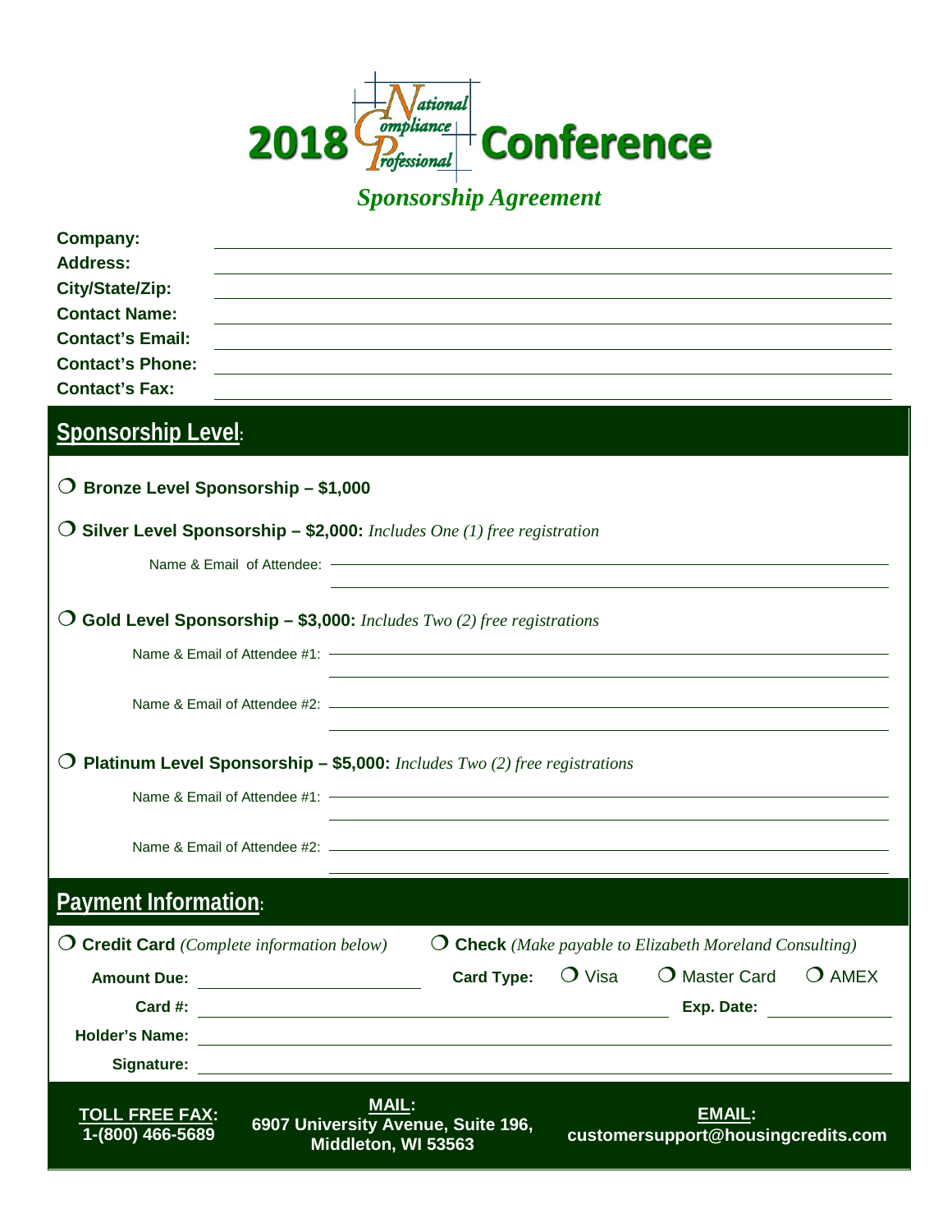# 2018 National Compliance Professional Conference

*Sponsorship Agreement*

**Company:** ______________________________

**Address:** ______________________________

**City/State/Zip:** ______________________________

**Contact Name:** ______________________________

**Contact's Email:** ______________________________

**Contact's Phone:** ______________________________

**Contact's Fax:** ______________________________

## Sponsorship Level:

❍ **Bronze Level Sponsorship – $1,000**

❍ **Silver Level Sponsorship – $2,000:** *Includes One (1) free registration*

Name & Email of Attendee: ______________________________

❍ **Gold Level Sponsorship – $3,000:** *Includes Two (2) free registrations*

Name & Email of Attendee #1: ______________________________

Name & Email of Attendee #2: ______________________________

❍ **Platinum Level Sponsorship – $5,000:** *Includes Two (2) free registrations*

Name & Email of Attendee #1: ______________________________

Name & Email of Attendee #2: ______________________________

## Payment Information:

❍ **Credit Card** *(Complete information below)*

❍ **Check** *(Make payable to Elizabeth Moreland Consulting)*

**Amount Due:** ______________

**Card Type:** ❍ Visa ❍ Master Card ❍ AMEX

**Card #:** ______________________________ **Exp. Date:** ______________

**Holder's Name:** ______________________________

**Signature:** ______________________________

**TOLL FREE FAX:**
**1-(800) 466-5689**

**MAIL:**
**6907 University Avenue, Suite 196, Middleton, WI 53563**

**EMAIL:**
**customersupport@housingcredits.com**